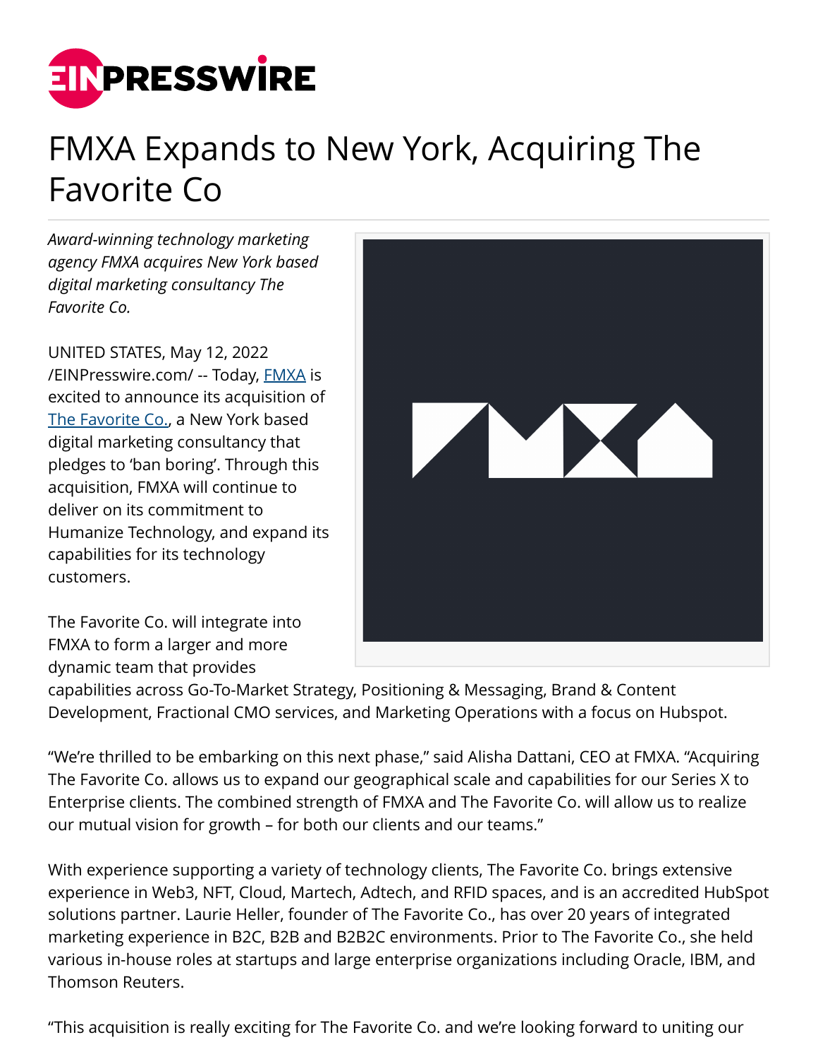# FMXA Expands to New York, Acquiring The Favorite Co

*Award-winning technology marketing agency FMXA acquires New York based digital marketing consultancy The Favorite Co.*

UNITED STATES, May 12, 2022 /EINPresswire.com/ -- Today, FMXA is excited to announce its acquisition of The Favorite Co., a New York based digital marketing consultancy that pledges to 'ban boring'. Through this acquisition, FMXA will continue to deliver on its commitment to Humanize Technology, and expand its capabilities for its technology customers.

The Favorite Co. will integrate into FMXA to form a larger and more dynamic team that provides capabilities across Go-To-Market Strategy, Positioning & Messaging, Brand & Content Development, Fractional CMO services, and Marketing Operations with a focus on Hubspot.

"We're thrilled to be embarking on this next phase," said Alisha Dattani, CEO at FMXA. "Acquiring The Favorite Co. allows us to expand our geographical scale and capabilities for our Series X to Enterprise clients. The combined strength of FMXA and The Favorite Co. will allow us to realize our mutual vision for growth – for both our clients and our teams."

With experience supporting a variety of technology clients, The Favorite Co. brings extensive experience in Web3, NFT, Cloud, Martech, Adtech, and RFID spaces, and is an accredited HubSpot solutions partner. Laurie Heller, founder of The Favorite Co., has over 20 years of integrated marketing experience in B2C, B2B and B2B2C environments. Prior to The Favorite Co., she held various in-house roles at startups and large enterprise organizations including Oracle, IBM, and Thomson Reuters.

"This acquisition is really exciting for The Favorite Co. and we're looking forward to uniting our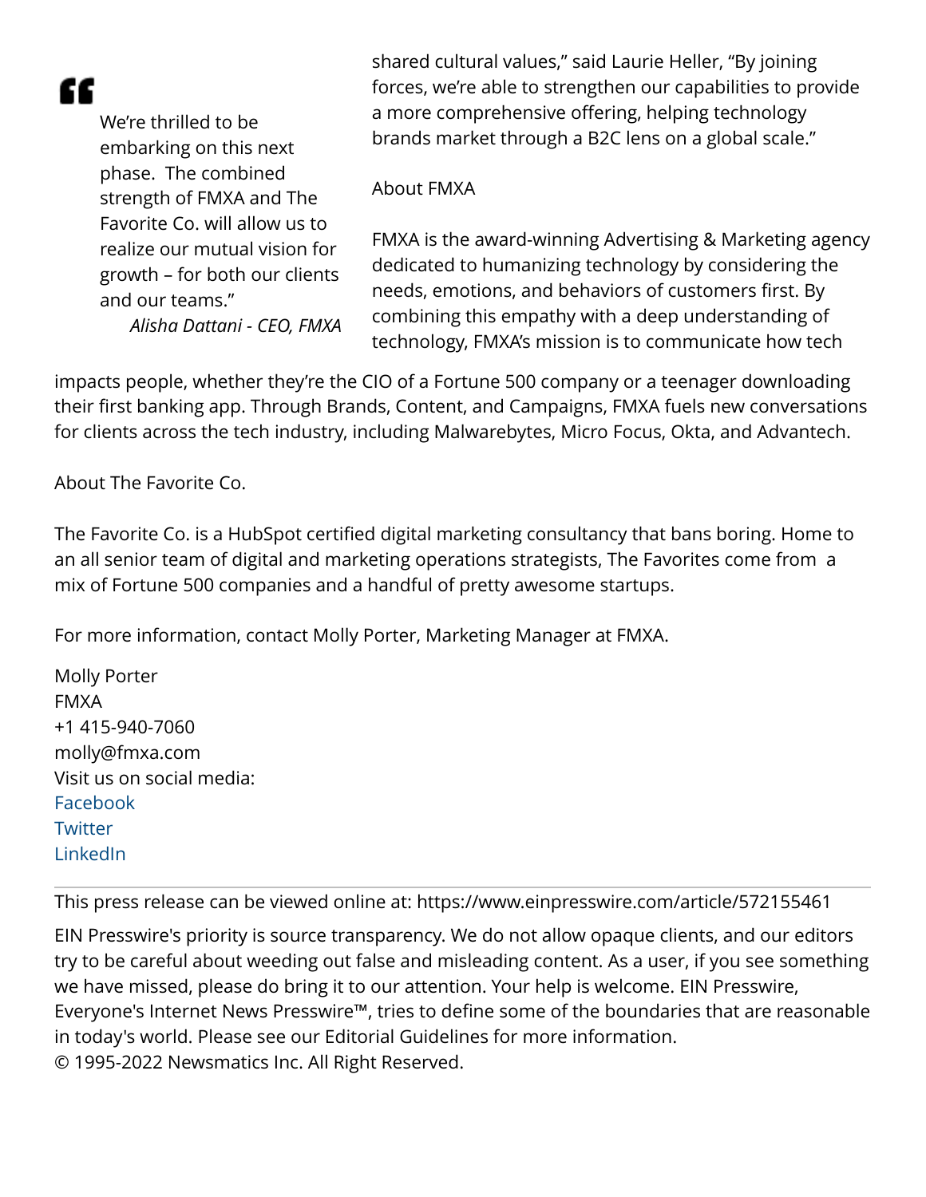> We're thrilled to be embarking on this next phase. The combined strength of FMXA and The Favorite Co. will allow us to realize our mutual vision for growth – for both our clients and our teams."
>
> *Alisha Dattani - CEO, FMXA*

shared cultural values," said Laurie Heller, "By joining forces, we're able to strengthen our capabilities to provide a more comprehensive offering, helping technology brands market through a B2C lens on a global scale."

About FMXA

FMXA is the award-winning Advertising & Marketing agency dedicated to humanizing technology by considering the needs, emotions, and behaviors of customers first. By combining this empathy with a deep understanding of technology, FMXA's mission is to communicate how tech impacts people, whether they're the CIO of a Fortune 500 company or a teenager downloading their first banking app. Through Brands, Content, and Campaigns, FMXA fuels new conversations for clients across the tech industry, including Malwarebytes, Micro Focus, Okta, and Advantech.

About The Favorite Co.

The Favorite Co. is a HubSpot certified digital marketing consultancy that bans boring. Home to an all senior team of digital and marketing operations strategists, The Favorites come from a mix of Fortune 500 companies and a handful of pretty awesome startups.

For more information, contact Molly Porter, Marketing Manager at FMXA.

Molly Porter
FMXA
+1 415-940-7060
molly@fmxa.com
Visit us on social media:
Facebook
Twitter
LinkedIn

---

This press release can be viewed online at: https://www.einpresswire.com/article/572155461

EIN Presswire's priority is source transparency. We do not allow opaque clients, and our editors try to be careful about weeding out false and misleading content. As a user, if you see something we have missed, please do bring it to our attention. Your help is welcome. EIN Presswire, Everyone's Internet News Presswire™, tries to define some of the boundaries that are reasonable in today's world. Please see our Editorial Guidelines for more information.
© 1995-2022 Newsmatics Inc. All Right Reserved.